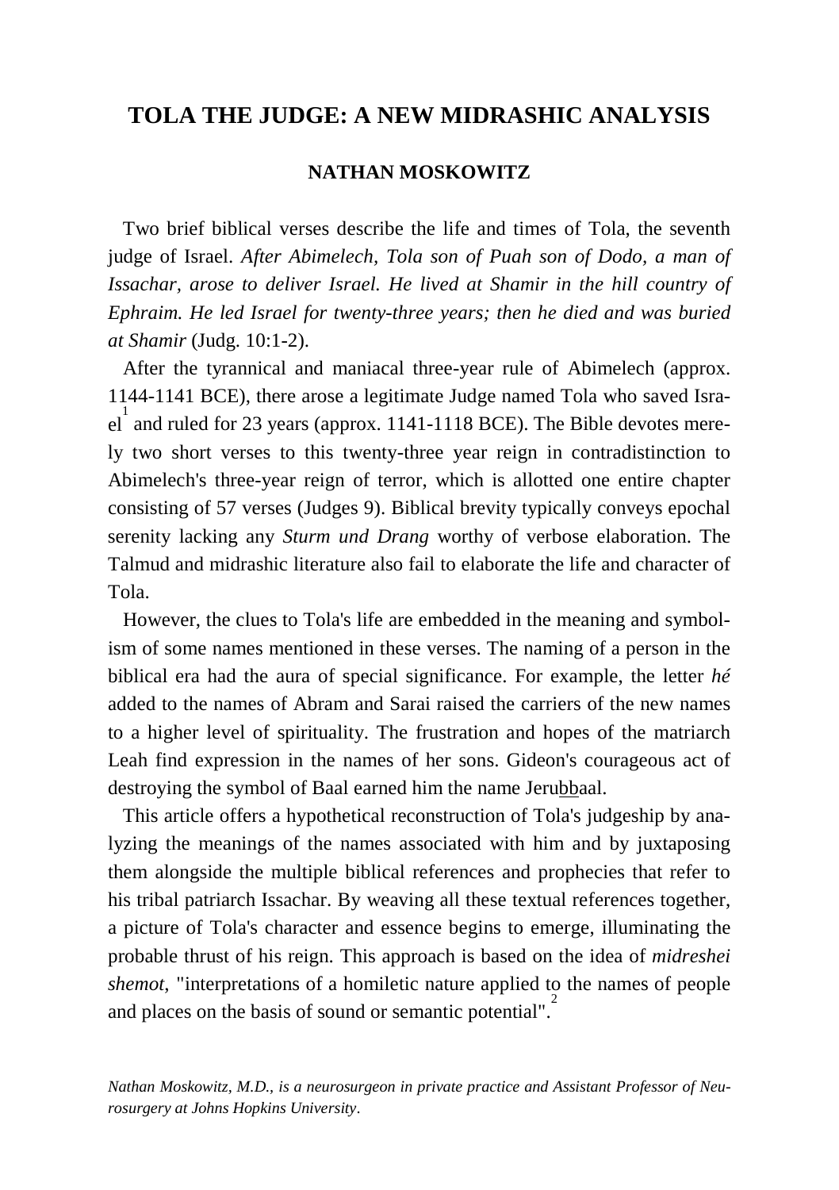# TOLA THE JUDGE: A NEW MIDRASHIC ANALYSIS

**NATHAN MOSKOWITZ**

Two brief biblical verses describe the life and times of Tola, the seventh judge of Israel. *After Abimelech, Tola son of Puah son of Dodo, a man of Issachar, arose to deliver Israel. He lived at Shamir in the hill country of Ephraim. He led Israel for twenty-three years; then he died and was buried at Shamir* (Judg. 10:1-2).

After the tyrannical and maniacal three-year rule of Abimelech (approx. 1144-1141 BCE), there arose a legitimate Judge named Tola who saved Israel[1] and ruled for 23 years (approx. 1141-1118 BCE). The Bible devotes merely two short verses to this twenty-three year reign in contradistinction to Abimelech's three-year reign of terror, which is allotted one entire chapter consisting of 57 verses (Judges 9). Biblical brevity typically conveys epochal serenity lacking any *Sturm und Drang* worthy of verbose elaboration. The Talmud and midrashic literature also fail to elaborate the life and character of Tola.

However, the clues to Tola's life are embedded in the meaning and symbolism of some names mentioned in these verses. The naming of a person in the biblical era had the aura of special significance. For example, the letter *hé* added to the names of Abram and Sarai raised the carriers of the new names to a higher level of spirituality. The frustration and hopes of the matriarch Leah find expression in the names of her sons. Gideon's courageous act of destroying the symbol of Baal earned him the name Jeru<u>bb</u>aal.

This article offers a hypothetical reconstruction of Tola's judgeship by analyzing the meanings of the names associated with him and by juxtaposing them alongside the multiple biblical references and prophecies that refer to his tribal patriarch Issachar. By weaving all these textual references together, a picture of Tola's character and essence begins to emerge, illuminating the probable thrust of his reign. This approach is based on the idea of *midreshei shemot*, "interpretations of a homiletic nature applied to the names of people and places on the basis of sound or semantic potential".[2]

*Nathan Moskowitz, M.D., is a neurosurgeon in private practice and Assistant Professor of Neurosurgery at Johns Hopkins University.*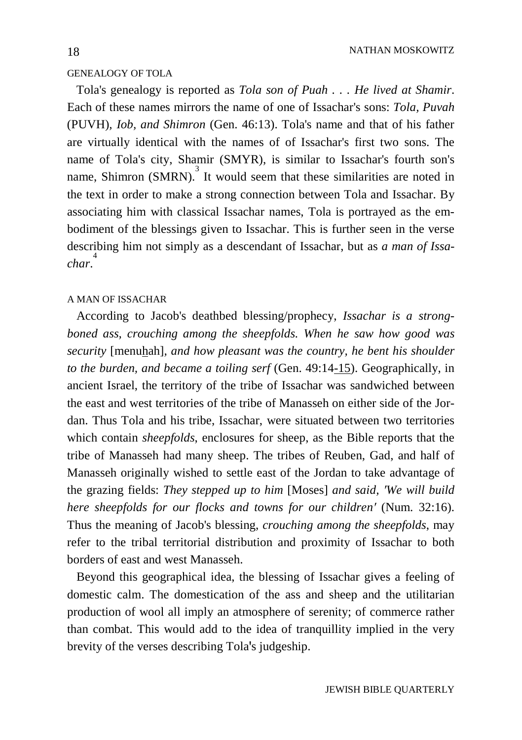## GENEALOGY OF TOLA

Tola's genealogy is reported as *Tola son of Puah . . . He lived at Shamir*. Each of these names mirrors the name of one of Issachar's sons: *Tola, Puvah* (PUVH), *Iob, and Shimron* (Gen. 46:13). Tola's name and that of his father are virtually identical with the names of of Issachar's first two sons. The name of Tola's city, Shamir (SMYR), is similar to Issachar's fourth son's name, Shimron (SMRN).[3] It would seem that these similarities are noted in the text in order to make a strong connection between Tola and Issachar. By associating him with classical Issachar names, Tola is portrayed as the embodiment of the blessings given to Issachar. This is further seen in the verse describing him not simply as a descendant of Issachar, but as *a man of Issachar*.[4]

## A MAN OF ISSACHAR

According to Jacob's deathbed blessing/prophecy, *Issachar is a strong-boned ass, crouching among the sheepfolds. When he saw how good was security* [menuhah], *and how pleasant was the country, he bent his shoulder to the burden, and became a toiling serf* (Gen. 49:14-15). Geographically, in ancient Israel, the territory of the tribe of Issachar was sandwiched between the east and west territories of the tribe of Manasseh on either side of the Jordan. Thus Tola and his tribe, Issachar, were situated between two territories which contain *sheepfolds*, enclosures for sheep, as the Bible reports that the tribe of Manasseh had many sheep. The tribes of Reuben, Gad, and half of Manasseh originally wished to settle east of the Jordan to take advantage of the grazing fields: *They stepped up to him* [Moses] *and said, 'We will build here sheepfolds for our flocks and towns for our children'* (Num. 32:16). Thus the meaning of Jacob's blessing, *crouching among the sheepfolds*, may refer to the tribal territorial distribution and proximity of Issachar to both borders of east and west Manasseh.

Beyond this geographical idea, the blessing of Issachar gives a feeling of domestic calm. The domestication of the ass and sheep and the utilitarian production of wool all imply an atmosphere of serenity; of commerce rather than combat. This would add to the idea of tranquillity implied in the very brevity of the verses describing Tola's judgeship.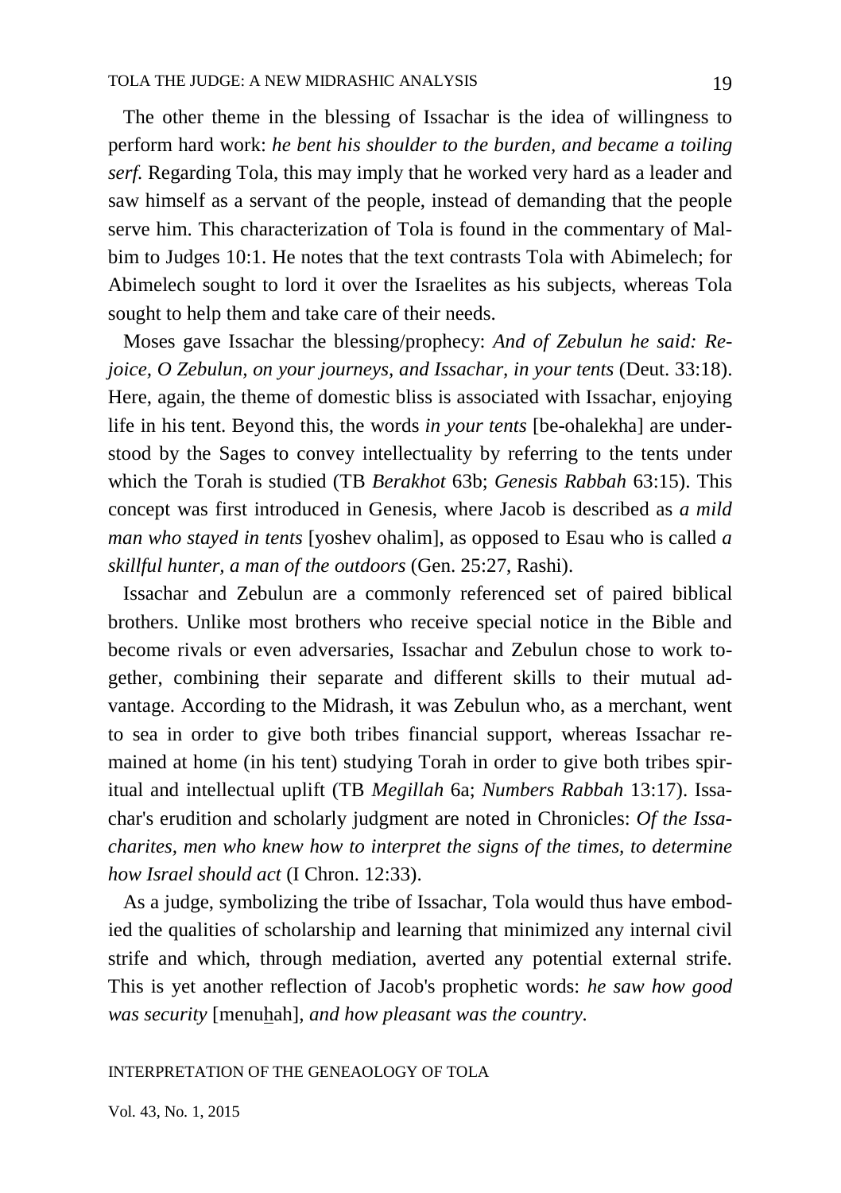The other theme in the blessing of Issachar is the idea of willingness to perform hard work: *he bent his shoulder to the burden, and became a toiling serf.* Regarding Tola, this may imply that he worked very hard as a leader and saw himself as a servant of the people, instead of demanding that the people serve him. This characterization of Tola is found in the commentary of Malbim to Judges 10:1. He notes that the text contrasts Tola with Abimelech; for Abimelech sought to lord it over the Israelites as his subjects, whereas Tola sought to help them and take care of their needs.

Moses gave Issachar the blessing/prophecy: *And of Zebulun he said: Rejoice, O Zebulun, on your journeys, and Issachar, in your tents* (Deut. 33:18). Here, again, the theme of domestic bliss is associated with Issachar, enjoying life in his tent. Beyond this, the words *in your tents* [be-ohalekha] are understood by the Sages to convey intellectuality by referring to the tents under which the Torah is studied (TB *Berakhot* 63b; *Genesis Rabbah* 63:15). This concept was first introduced in Genesis, where Jacob is described as *a mild man who stayed in tents* [yoshev ohalim], as opposed to Esau who is called *a skillful hunter, a man of the outdoors* (Gen. 25:27, Rashi).

Issachar and Zebulun are a commonly referenced set of paired biblical brothers. Unlike most brothers who receive special notice in the Bible and become rivals or even adversaries, Issachar and Zebulun chose to work together, combining their separate and different skills to their mutual advantage. According to the Midrash, it was Zebulun who, as a merchant, went to sea in order to give both tribes financial support, whereas Issachar remained at home (in his tent) studying Torah in order to give both tribes spiritual and intellectual uplift (TB *Megillah* 6a; *Numbers Rabbah* 13:17). Issachar's erudition and scholarly judgment are noted in Chronicles: *Of the Issacharites, men who knew how to interpret the signs of the times, to determine how Israel should act* (I Chron. 12:33).

As a judge, symbolizing the tribe of Issachar, Tola would thus have embodied the qualities of scholarship and learning that minimized any internal civil strife and which, through mediation, averted any potential external strife. This is yet another reflection of Jacob's prophetic words: *he saw how good was security* [menuhah], *and how pleasant was the country.*

## INTERPRETATION OF THE GENEAOLOGY OF TOLA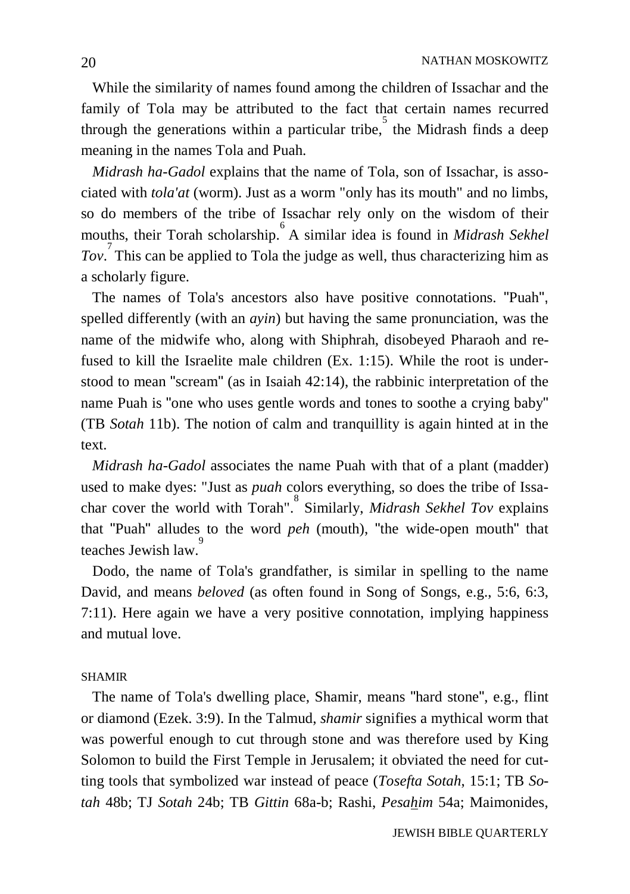While the similarity of names found among the children of Issachar and the family of Tola may be attributed to the fact that certain names recurred through the generations within a particular tribe,[5] the Midrash finds a deep meaning in the names Tola and Puah.

*Midrash ha-Gadol* explains that the name of Tola, son of Issachar, is associated with *tola'at* (worm). Just as a worm "only has its mouth" and no limbs, so do members of the tribe of Issachar rely only on the wisdom of their mouths, their Torah scholarship.[6] A similar idea is found in *Midrash Sekhel Tov*.[7] This can be applied to Tola the judge as well, thus characterizing him as a scholarly figure.

The names of Tola's ancestors also have positive connotations. "Puah", spelled differently (with an *ayin*) but having the same pronunciation, was the name of the midwife who, along with Shiphrah, disobeyed Pharaoh and refused to kill the Israelite male children (Ex. 1:15). While the root is understood to mean "scream" (as in Isaiah 42:14), the rabbinic interpretation of the name Puah is "one who uses gentle words and tones to soothe a crying baby" (TB *Sotah* 11b). The notion of calm and tranquillity is again hinted at in the text.

*Midrash ha-Gadol* associates the name Puah with that of a plant (madder) used to make dyes: "Just as *puah* colors everything, so does the tribe of Issachar cover the world with Torah".[8] Similarly, *Midrash Sekhel Tov* explains that "Puah" alludes to the word *peh* (mouth), "the wide-open mouth" that teaches Jewish law.[9]

Dodo, the name of Tola's grandfather, is similar in spelling to the name David, and means *beloved* (as often found in Song of Songs, e.g., 5:6, 6:3, 7:11). Here again we have a very positive connotation, implying happiness and mutual love.

## SHAMIR

The name of Tola's dwelling place, Shamir, means "hard stone", e.g., flint or diamond (Ezek. 3:9). In the Talmud, *shamir* signifies a mythical worm that was powerful enough to cut through stone and was therefore used by King Solomon to build the First Temple in Jerusalem; it obviated the need for cutting tools that symbolized war instead of peace (*Tosefta Sotah*, 15:1; TB *Sotah* 48b; TJ *Sotah* 24b; TB *Gittin* 68a-b; Rashi, *Pesahim* 54a; Maimonides,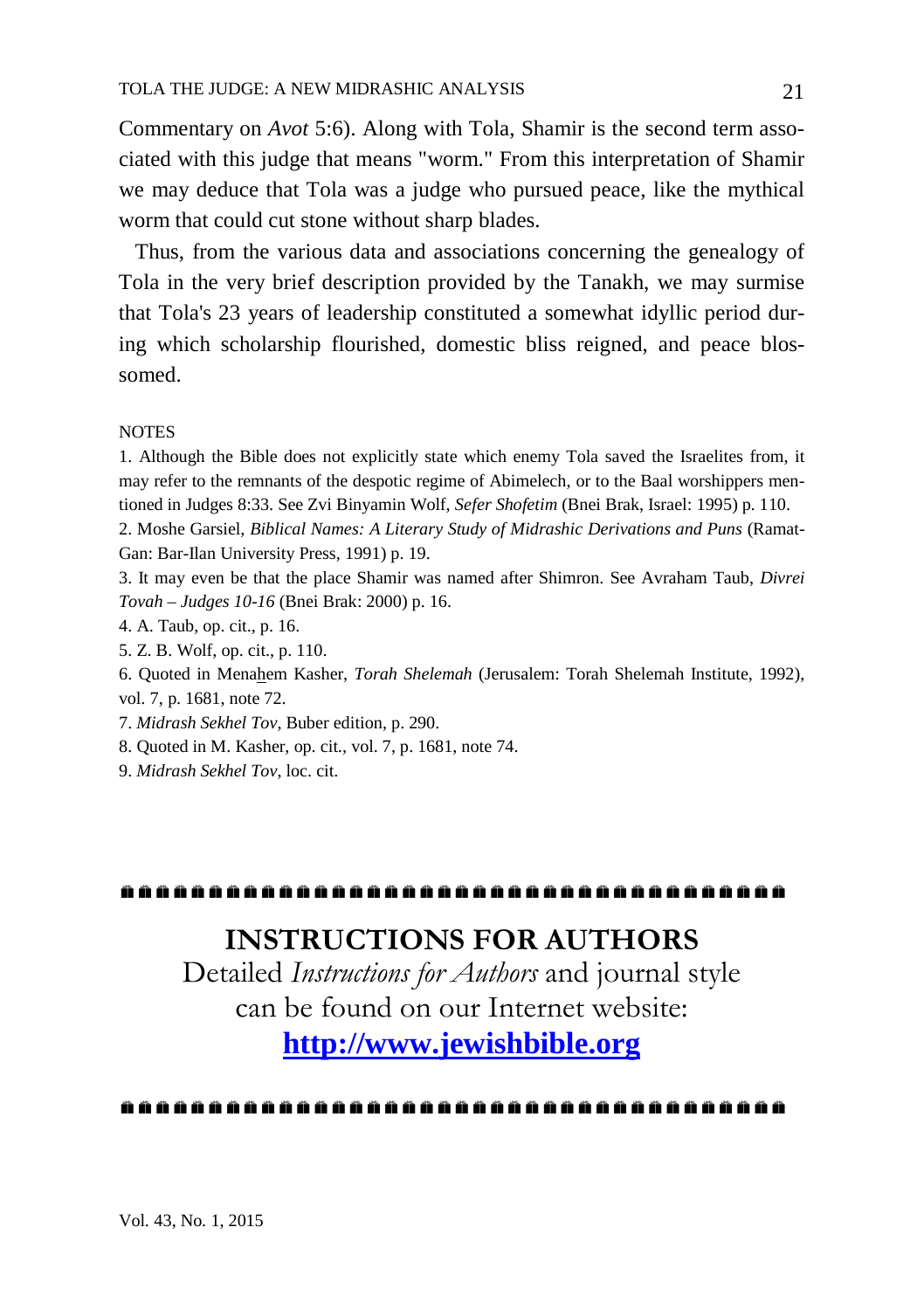Commentary on *Avot* 5:6). Along with Tola, Shamir is the second term associated with this judge that means "worm." From this interpretation of Shamir we may deduce that Tola was a judge who pursued peace, like the mythical worm that could cut stone without sharp blades.

Thus, from the various data and associations concerning the genealogy of Tola in the very brief description provided by the Tanakh, we may surmise that Tola's 23 years of leadership constituted a somewhat idyllic period during which scholarship flourished, domestic bliss reigned, and peace blossomed.

NOTES

1. Although the Bible does not explicitly state which enemy Tola saved the Israelites from, it may refer to the remnants of the despotic regime of Abimelech, or to the Baal worshippers mentioned in Judges 8:33. See Zvi Binyamin Wolf, *Sefer Shofetim* (Bnei Brak, Israel: 1995) p. 110.

2. Moshe Garsiel, *Biblical Names: A Literary Study of Midrashic Derivations and Puns* (Ramat-Gan: Bar-Ilan University Press, 1991) p. 19.

3. It may even be that the place Shamir was named after Shimron. See Avraham Taub, *Divrei Tovah – Judges 10-16* (Bnei Brak: 2000) p. 16.

4. A. Taub, op. cit., p. 16.

5. Z. B. Wolf, op. cit., p. 110.

6. Quoted in Menahem Kasher, *Torah Shelemah* (Jerusalem: Torah Shelemah Institute, 1992), vol. 7, p. 1681, note 72.

7. *Midrash Sekhel Tov*, Buber edition, p. 290.

8. Quoted in M. Kasher, op. cit., vol. 7, p. 1681, note 74.

9. *Midrash Sekhel Tov*, loc. cit.

---

## INSTRUCTIONS FOR AUTHORS

Detailed *Instructions for Authors* and journal style can be found on our Internet website:

**http://www.jewishbible.org**

---